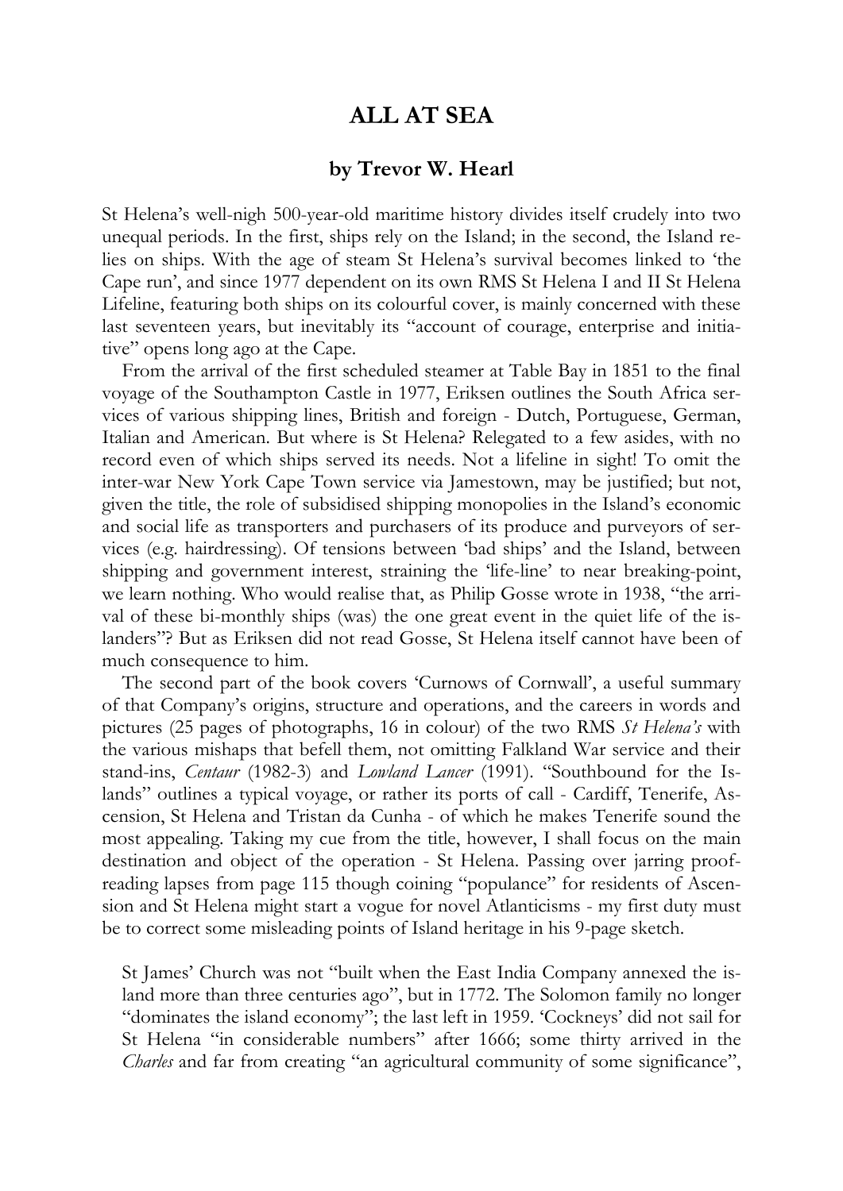# ALL AT SEA

## by Trevor W. Hearl

St Helena's well-nigh 500-year-old maritime history divides itself crudely into two unequal periods. In the first, ships rely on the Island; in the second, the Island relies on ships. With the age of steam St Helena's survival becomes linked to 'the Cape run', and since 1977 dependent on its own RMS St Helena I and II St Helena Lifeline, featuring both ships on its colourful cover, is mainly concerned with these last seventeen years, but inevitably its "account of courage, enterprise and initiative" opens long ago at the Cape.

From the arrival of the first scheduled steamer at Table Bay in 1851 to the final voyage of the Southampton Castle in 1977, Eriksen outlines the South Africa services of various shipping lines, British and foreign - Dutch, Portuguese, German, Italian and American. But where is St Helena? Relegated to a few asides, with no record even of which ships served its needs. Not a lifeline in sight! To omit the inter-war New York Cape Town service via Jamestown, may be justified; but not, given the title, the role of subsidised shipping monopolies in the Island's economic and social life as transporters and purchasers of its produce and purveyors of services (e.g. hairdressing). Of tensions between 'bad ships' and the Island, between shipping and government interest, straining the 'life-line' to near breaking-point, we learn nothing. Who would realise that, as Philip Gosse wrote in 1938, "the arrival of these bi-monthly ships (was) the one great event in the quiet life of the islanders"? But as Eriksen did not read Gosse, St Helena itself cannot have been of much consequence to him.

The second part of the book covers 'Curnows of Cornwall', a useful summary of that Company's origins, structure and operations, and the careers in words and pictures (25 pages of photographs, 16 in colour) of the two RMS *St Helena's* with the various mishaps that befell them, not omitting Falkland War service and their stand-ins, *Centaur* (1982-3) and *Lowland Lancer* (1991). "Southbound for the Islands" outlines a typical voyage, or rather its ports of call - Cardiff, Tenerife, Ascension, St Helena and Tristan da Cunha - of which he makes Tenerife sound the most appealing. Taking my cue from the title, however, I shall focus on the main destination and object of the operation - St Helena. Passing over jarring proofreading lapses from page 115 though coining "populance" for residents of Ascension and St Helena might start a vogue for novel Atlanticisms - my first duty must be to correct some misleading points of Island heritage in his 9-page sketch.

> St James' Church was not "built when the East India Company annexed the island more than three centuries ago", but in 1772. The Solomon family no longer "dominates the island economy"; the last left in 1959. 'Cockneys' did not sail for St Helena "in considerable numbers" after 1666; some thirty arrived in the *Charles* and far from creating "an agricultural community of some significance",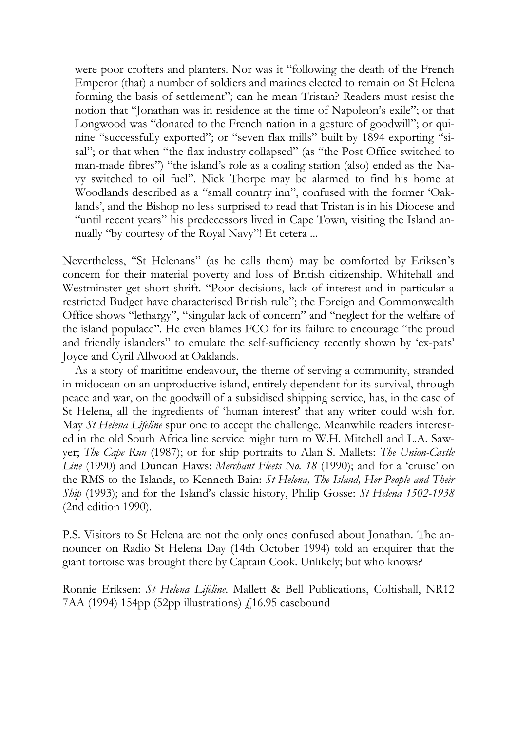were poor crofters and planters. Nor was it "following the death of the French Emperor (that) a number of soldiers and marines elected to remain on St Helena forming the basis of settlement"; can he mean Tristan? Readers must resist the notion that "Jonathan was in residence at the time of Napoleon's exile"; or that Longwood was "donated to the French nation in a gesture of goodwill"; or quinine "successfully exported"; or "seven flax mills" built by 1894 exporting "sisal"; or that when "the flax industry collapsed" (as "the Post Office switched to man-made fibres") "the island's role as a coaling station (also) ended as the Navy switched to oil fuel". Nick Thorpe may be alarmed to find his home at Woodlands described as a "small country inn", confused with the former 'Oaklands', and the Bishop no less surprised to read that Tristan is in his Diocese and "until recent years" his predecessors lived in Cape Town, visiting the Island annually "by courtesy of the Royal Navy"! Et cetera ...

Nevertheless, "St Helenans" (as he calls them) may be comforted by Eriksen's concern for their material poverty and loss of British citizenship. Whitehall and Westminster get short shrift. "Poor decisions, lack of interest and in particular a restricted Budget have characterised British rule"; the Foreign and Commonwealth Office shows "lethargy", "singular lack of concern" and "neglect for the welfare of the island populace". He even blames FCO for its failure to encourage "the proud and friendly islanders" to emulate the self-sufficiency recently shown by 'ex-pats' Joyce and Cyril Allwood at Oaklands.

As a story of maritime endeavour, the theme of serving a community, stranded in midocean on an unproductive island, entirely dependent for its survival, through peace and war, on the goodwill of a subsidised shipping service, has, in the case of St Helena, all the ingredients of 'human interest' that any writer could wish for. May *St Helena Lifeline* spur one to accept the challenge. Meanwhile readers interested in the old South Africa line service might turn to W.H. Mitchell and L.A. Sawyer; *The Cape Run* (1987); or for ship portraits to Alan S. Mallets: *The Union-Castle Line* (1990) and Duncan Haws: *Merchant Fleets No. 18* (1990); and for a 'cruise' on the RMS to the Islands, to Kenneth Bain: *St Helena, The Island, Her People and Their Ship* (1993); and for the Island's classic history, Philip Gosse: *St Helena 1502-1938* (2nd edition 1990).

P.S. Visitors to St Helena are not the only ones confused about Jonathan. The announcer on Radio St Helena Day (14th October 1994) told an enquirer that the giant tortoise was brought there by Captain Cook. Unlikely; but who knows?

Ronnie Eriksen: *St Helena Lifeline*. Mallett & Bell Publications, Coltishall, NR12 7AA (1994) 154pp (52pp illustrations) £16.95 casebound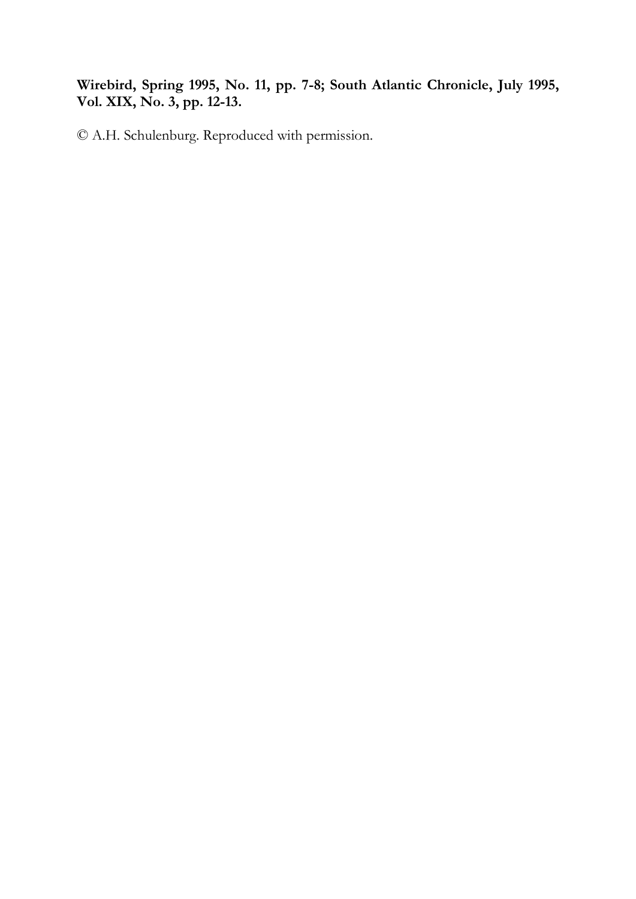**Wirebird, Spring 1995, No. 11, pp. 7-8; South Atlantic Chronicle, July 1995, Vol. XIX, No. 3, pp. 12-13.**

© A.H. Schulenburg. Reproduced with permission.